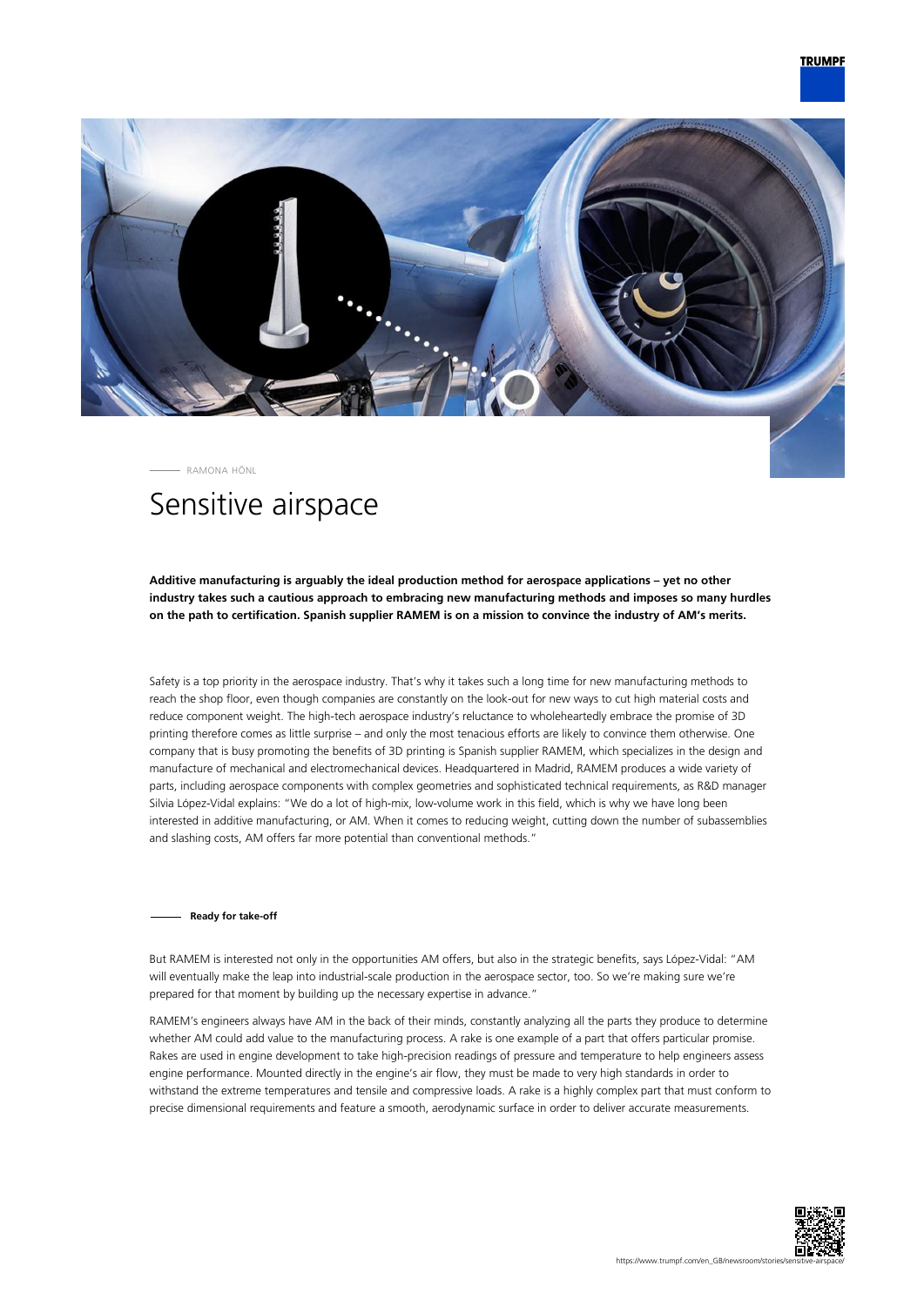RAMONA HÖNL

# Sensitive airspace

**Additive manufacturing is arguably the ideal production method for aerospace applications – yet no other industry takes such a cautious approach to embracing new manufacturing methods and imposes so many hurdles on the path to certification. Spanish supplier RAMEM is on a mission to convince the industry of AM's merits.**

Safety is a top priority in the aerospace industry. That's why it takes such a long time for new manufacturing methods to reach the shop floor, even though companies are constantly on the look-out for new ways to cut high material costs and reduce component weight. The high-tech aerospace industry's reluctance to wholeheartedly embrace the promise of 3D printing therefore comes as little surprise – and only the most tenacious efforts are likely to convince them otherwise. One company that is busy promoting the benefits of 3D printing is Spanish supplier RAMEM, which specializes in the design and manufacture of mechanical and electromechanical devices. Headquartered in Madrid, RAMEM produces a wide variety of parts, including aerospace components with complex geometries and sophisticated technical requirements, as R&D manager Silvia López-Vidal explains: "We do a lot of high-mix, low-volume work in this field, which is why we have long been interested in additive manufacturing, or AM. When it comes to reducing weight, cutting down the number of subassemblies and slashing costs, AM offers far more potential than conventional methods."

## Ready for take-off

But RAMEM is interested not only in the opportunities AM offers, but also in the strategic benefits, says López-Vidal: "AM will eventually make the leap into industrial-scale production in the aerospace sector, too. So we're making sure we're prepared for that moment by building up the necessary expertise in advance."

RAMEM's engineers always have AM in the back of their minds, constantly analyzing all the parts they produce to determine whether AM could add value to the manufacturing process. A rake is one example of a part that offers particular promise. Rakes are used in engine development to take high-precision readings of pressure and temperature to help engineers assess engine performance. Mounted directly in the engine's air flow, they must be made to very high standards in order to withstand the extreme temperatures and tensile and compressive loads. A rake is a highly complex part that must conform to precise dimensional requirements and feature a smooth, aerodynamic surface in order to deliver accurate measurements.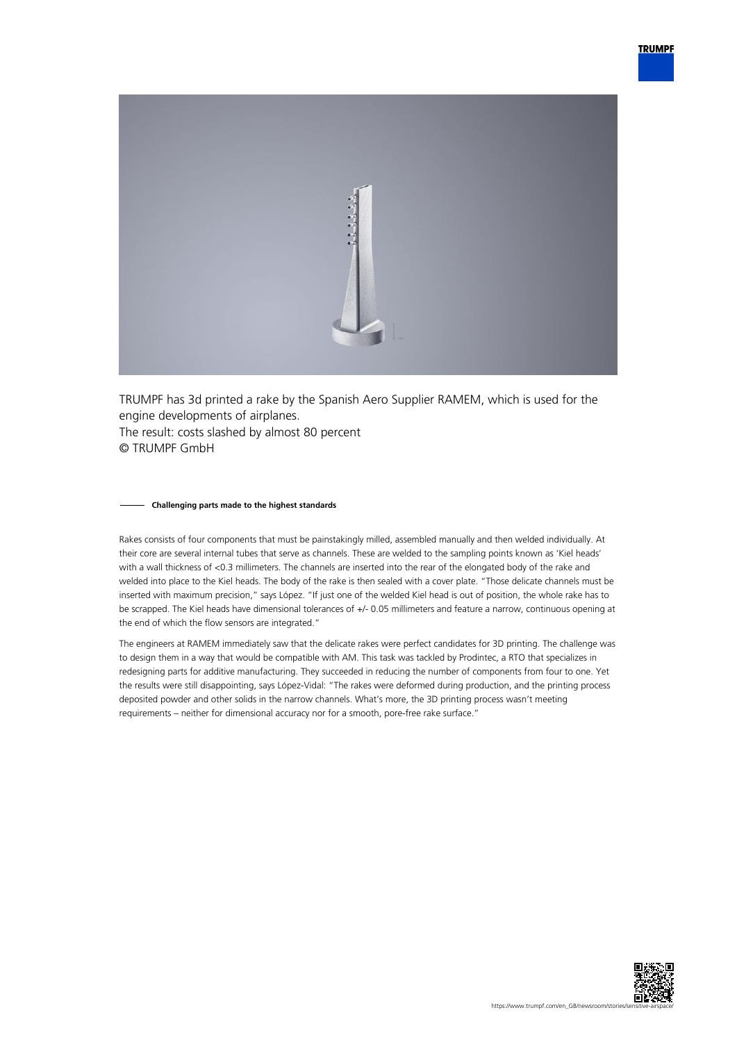TRUMPF has 3d printed a rake by the Spanish Aero Supplier RAMEM, which is used for the engine developments of airplanes.
The result: costs slashed by almost 80 percent
© TRUMPF GmbH

**Challenging parts made to the highest standards**

Rakes consists of four components that must be painstakingly milled, assembled manually and then welded individually. At their core are several internal tubes that serve as channels. These are welded to the sampling points known as 'Kiel heads' with a wall thickness of <0.3 millimeters. The channels are inserted into the rear of the elongated body of the rake and welded into place to the Kiel heads. The body of the rake is then sealed with a cover plate. "Those delicate channels must be inserted with maximum precision," says López. "If just one of the welded Kiel head is out of position, the whole rake has to be scrapped. The Kiel heads have dimensional tolerances of +/- 0.05 millimeters and feature a narrow, continuous opening at the end of which the flow sensors are integrated."

The engineers at RAMEM immediately saw that the delicate rakes were perfect candidates for 3D printing. The challenge was to design them in a way that would be compatible with AM. This task was tackled by Prodintec, a RTO that specializes in redesigning parts for additive manufacturing. They succeeded in reducing the number of components from four to one. Yet the results were still disappointing, says López-Vidal: "The rakes were deformed during production, and the printing process deposited powder and other solids in the narrow channels. What's more, the 3D printing process wasn't meeting requirements – neither for dimensional accuracy nor for a smooth, pore-free rake surface."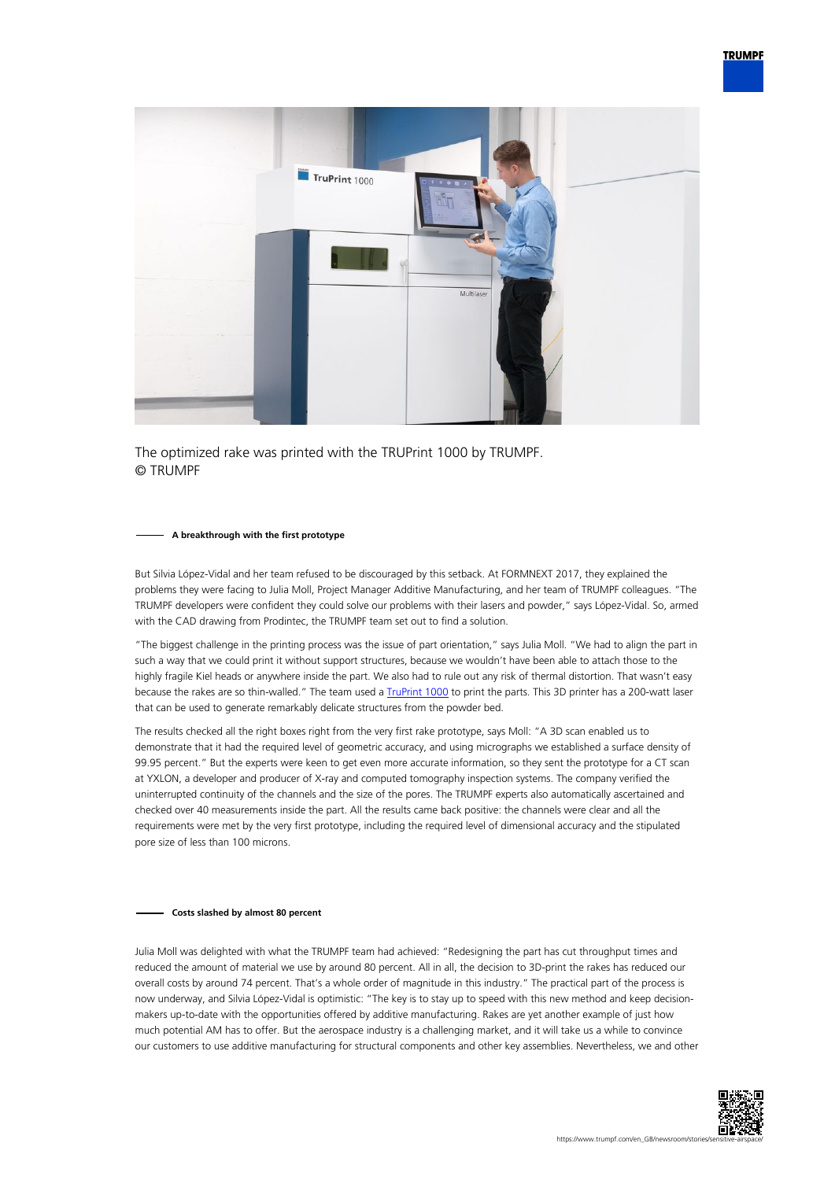The optimized rake was printed with the TRUPrint 1000 by TRUMPF.
© TRUMPF

### A breakthrough with the first prototype

But Silvia López-Vidal and her team refused to be discouraged by this setback. At FORMNEXT 2017, they explained the problems they were facing to Julia Moll, Project Manager Additive Manufacturing, and her team of TRUMPF colleagues. "The TRUMPF developers were confident they could solve our problems with their lasers and powder," says López-Vidal. So, armed with the CAD drawing from Prodintec, the TRUMPF team set out to find a solution.

"The biggest challenge in the printing process was the issue of part orientation," says Julia Moll. "We had to align the part in such a way that we could print it without support structures, because we wouldn't have been able to attach those to the highly fragile Kiel heads or anywhere inside the part. We also had to rule out any risk of thermal distortion. That wasn't easy because the rakes are so thin-walled." The team used a TruPrint 1000 to print the parts. This 3D printer has a 200-watt laser that can be used to generate remarkably delicate structures from the powder bed.

The results checked all the right boxes right from the very first rake prototype, says Moll: "A 3D scan enabled us to demonstrate that it had the required level of geometric accuracy, and using micrographs we established a surface density of 99.95 percent." But the experts were keen to get even more accurate information, so they sent the prototype for a CT scan at YXLON, a developer and producer of X-ray and computed tomography inspection systems. The company verified the uninterrupted continuity of the channels and the size of the pores. The TRUMPF experts also automatically ascertained and checked over 40 measurements inside the part. All the results came back positive: the channels were clear and all the requirements were met by the very first prototype, including the required level of dimensional accuracy and the stipulated pore size of less than 100 microns.

### Costs slashed by almost 80 percent

Julia Moll was delighted with what the TRUMPF team had achieved: "Redesigning the part has cut throughput times and reduced the amount of material we use by around 80 percent. All in all, the decision to 3D-print the rakes has reduced our overall costs by around 74 percent. That's a whole order of magnitude in this industry." The practical part of the process is now underway, and Silvia López-Vidal is optimistic: "The key is to stay up to speed with this new method and keep decision-makers up-to-date with the opportunities offered by additive manufacturing. Rakes are yet another example of just how much potential AM has to offer. But the aerospace industry is a challenging market, and it will take us a while to convince our customers to use additive manufacturing for structural components and other key assemblies. Nevertheless, we and other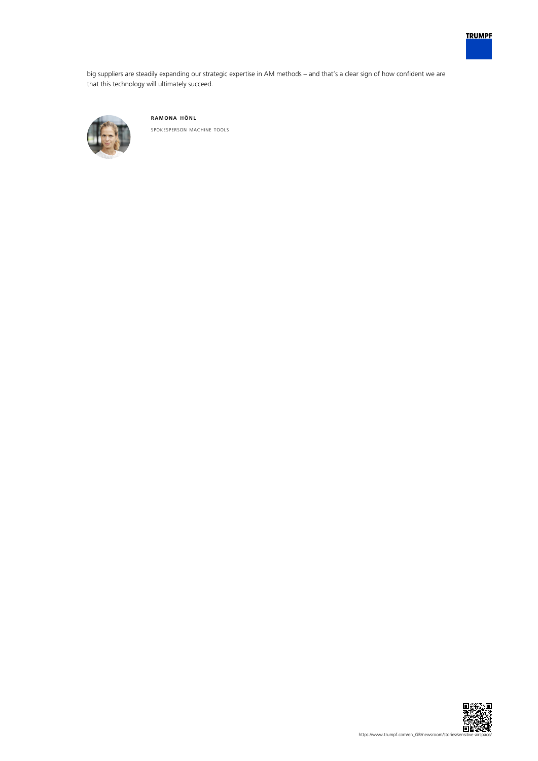big suppliers are steadily expanding our strategic expertise in AM methods – and that's a clear sign of how confident we are that this technology will ultimately succeed.

**RAMONA HÖNL**

SPOKESPERSON MACHINE TOOLS

https://www.trumpf.com/en_GB/newsroom/stories/sensitive-airspace/